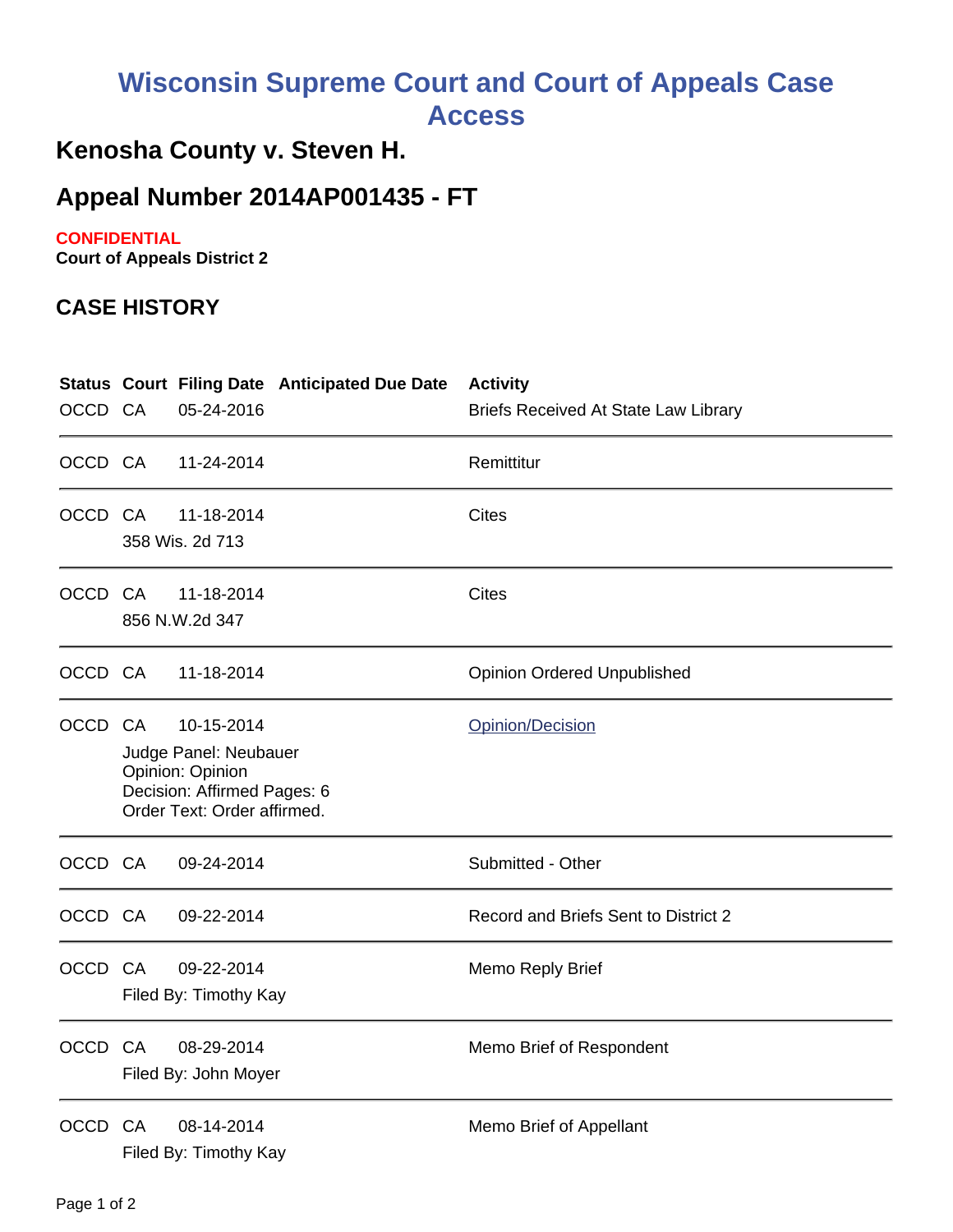# Wisconsin Supreme Court and Court of Appeals Case Access

## Kenosha County v. Steven H.

## Appeal Number 2014AP001435 - FT

**CONFIDENTIAL**
**Court of Appeals District 2**

### CASE HISTORY

| Status | Court | Filing Date | Anticipated Due Date | Activity |
|---|---|---|---|---|
| OCCD | CA | 05-24-2016 | | Briefs Received At State Law Library |
| OCCD | CA | 11-24-2014 | | Remittitur |
| OCCD | CA | 11-18-2014<br>358 Wis. 2d 713 | | Cites |
| OCCD | CA | 11-18-2014<br>856 N.W.2d 347 | | Cites |
| OCCD | CA | 11-18-2014 | | Opinion Ordered Unpublished |
| OCCD | CA | 10-15-2014<br>Judge Panel: Neubauer<br>Opinion: Opinion<br>Decision: Affirmed Pages: 6<br>Order Text: Order affirmed. | | Opinion/Decision |
| OCCD | CA | 09-24-2014 | | Submitted - Other |
| OCCD | CA | 09-22-2014 | | Record and Briefs Sent to District 2 |
| OCCD | CA | 09-22-2014<br>Filed By: Timothy Kay | | Memo Reply Brief |
| OCCD | CA | 08-29-2014<br>Filed By: John Moyer | | Memo Brief of Respondent |
| OCCD | CA | 08-14-2014<br>Filed By: Timothy Kay | | Memo Brief of Appellant |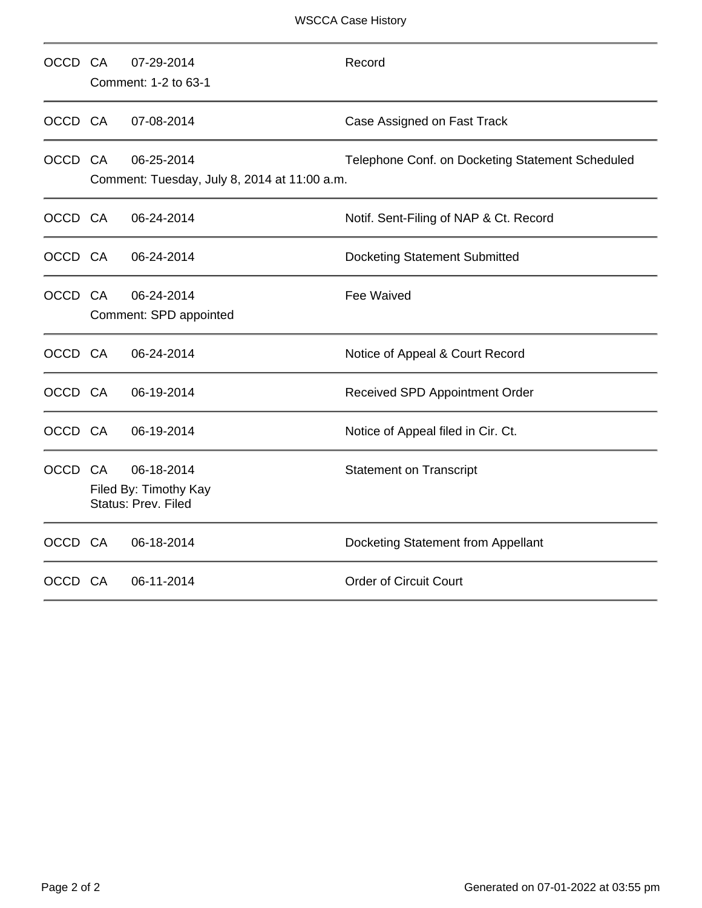| | | | |
|---|---|---|---|
| OCCD | CA | 07-29-2014 | Record |
| | Comment: 1-2 to 63-1 | | |
| OCCD | CA | 07-08-2014 | Case Assigned on Fast Track |
| OCCD | CA | 06-25-2014 | Telephone Conf. on Docketing Statement Scheduled |
| | Comment: Tuesday, July 8, 2014 at 11:00 a.m. | | |
| OCCD | CA | 06-24-2014 | Notif. Sent-Filing of NAP & Ct. Record |
| OCCD | CA | 06-24-2014 | Docketing Statement Submitted |
| OCCD | CA | 06-24-2014 | Fee Waived |
| | Comment: SPD appointed | | |
| OCCD | CA | 06-24-2014 | Notice of Appeal & Court Record |
| OCCD | CA | 06-19-2014 | Received SPD Appointment Order |
| OCCD | CA | 06-19-2014 | Notice of Appeal filed in Cir. Ct. |
| OCCD | CA | 06-18-2014 | Statement on Transcript |
| | Filed By: Timothy Kay<br>Status: Prev. Filed | | |
| OCCD | CA | 06-18-2014 | Docketing Statement from Appellant |
| OCCD | CA | 06-11-2014 | Order of Circuit Court |

Generated on 07-01-2022 at 03:55 pm